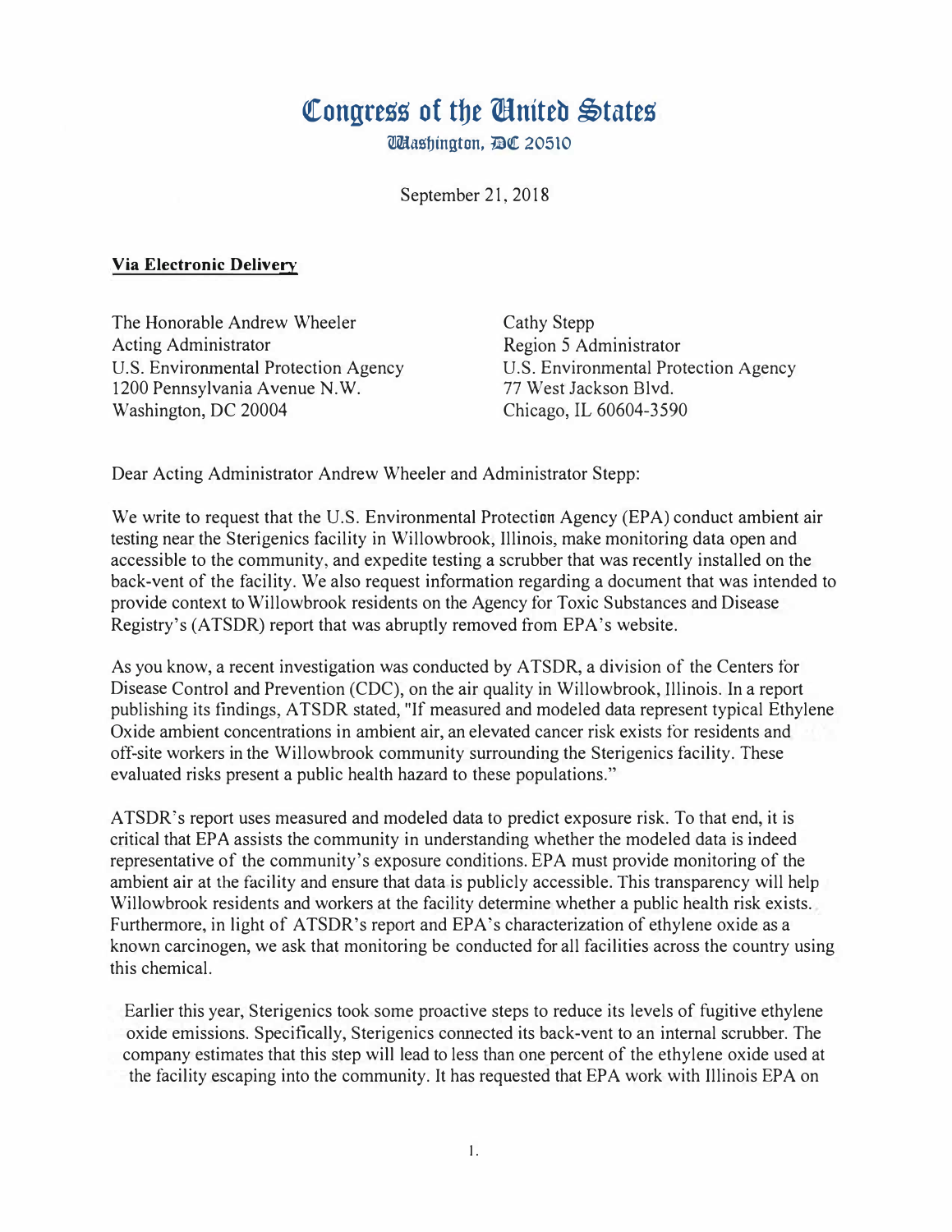# Congress of the United States

Washington, DC 20510

September 21, 2018

**Via Electronic Delivery**

The Honorable Andrew Wheeler
Acting Administrator
U.S. Environmental Protection Agency
1200 Pennsylvania Avenue N.W.
Washington, DC 20004

Cathy Stepp
Region 5 Administrator
U.S. Environmental Protection Agency
77 West Jackson Blvd.
Chicago, IL 60604-3590

Dear Acting Administrator Andrew Wheeler and Administrator Stepp:

We write to request that the U.S. Environmental Protection Agency (EPA) conduct ambient air testing near the Sterigenics facility in Willowbrook, Illinois, make monitoring data open and accessible to the community, and expedite testing a scrubber that was recently installed on the back-vent of the facility. We also request information regarding a document that was intended to provide context to Willowbrook residents on the Agency for Toxic Substances and Disease Registry's (ATSDR) report that was abruptly removed from EPA's website.

As you know, a recent investigation was conducted by ATSDR, a division of the Centers for Disease Control and Prevention (CDC), on the air quality in Willowbrook, Illinois. In a report publishing its findings, ATSDR stated, "If measured and modeled data represent typical Ethylene Oxide ambient concentrations in ambient air, an elevated cancer risk exists for residents and off-site workers in the Willowbrook community surrounding the Sterigenics facility. These evaluated risks present a public health hazard to these populations."

ATSDR's report uses measured and modeled data to predict exposure risk. To that end, it is critical that EPA assists the community in understanding whether the modeled data is indeed representative of the community's exposure conditions. EPA must provide monitoring of the ambient air at the facility and ensure that data is publicly accessible. This transparency will help Willowbrook residents and workers at the facility determine whether a public health risk exists. Furthermore, in light of ATSDR's report and EPA's characterization of ethylene oxide as a known carcinogen, we ask that monitoring be conducted for all facilities across the country using this chemical.

Earlier this year, Sterigenics took some proactive steps to reduce its levels of fugitive ethylene oxide emissions. Specifically, Sterigenics connected its back-vent to an internal scrubber. The company estimates that this step will lead to less than one percent of the ethylene oxide used at the facility escaping into the community. It has requested that EPA work with Illinois EPA on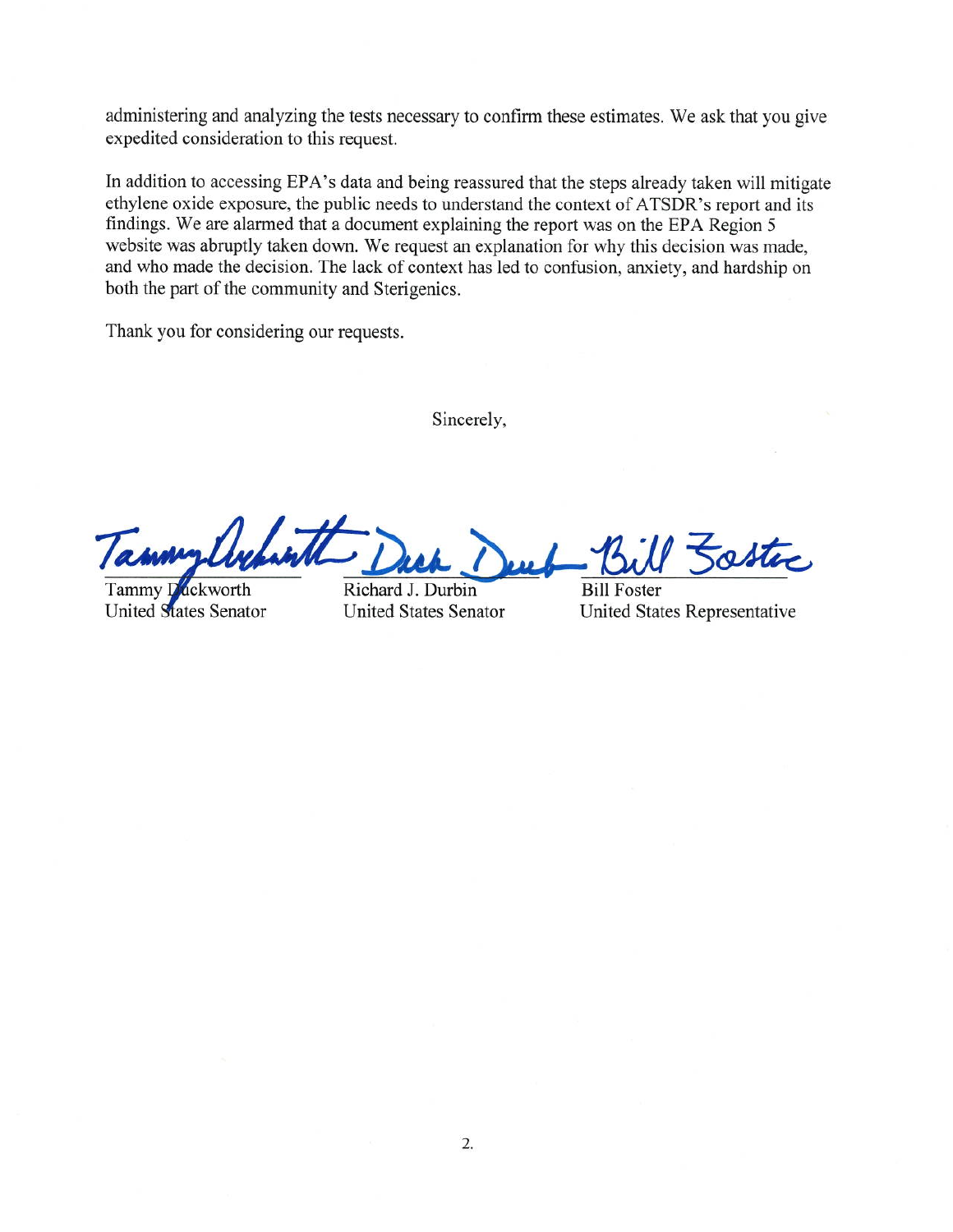administering and analyzing the tests necessary to confirm these estimates. We ask that you give expedited consideration to this request.

In addition to accessing EPA's data and being reassured that the steps already taken will mitigate ethylene oxide exposure, the public needs to understand the context of ATSDR's report and its findings. We are alarmed that a document explaining the report was on the EPA Region 5 website was abruptly taken down. We request an explanation for why this decision was made, and who made the decision. The lack of context has led to confusion, anxiety, and hardship on both the part of the community and Sterigenics.

Thank you for considering our requests.

Sincerely,

| | | |
|---|---|---|
| Tammy Duckworth | Richard J. Durbin | Bill Foster |
| United States Senator | United States Senator | United States Representative |